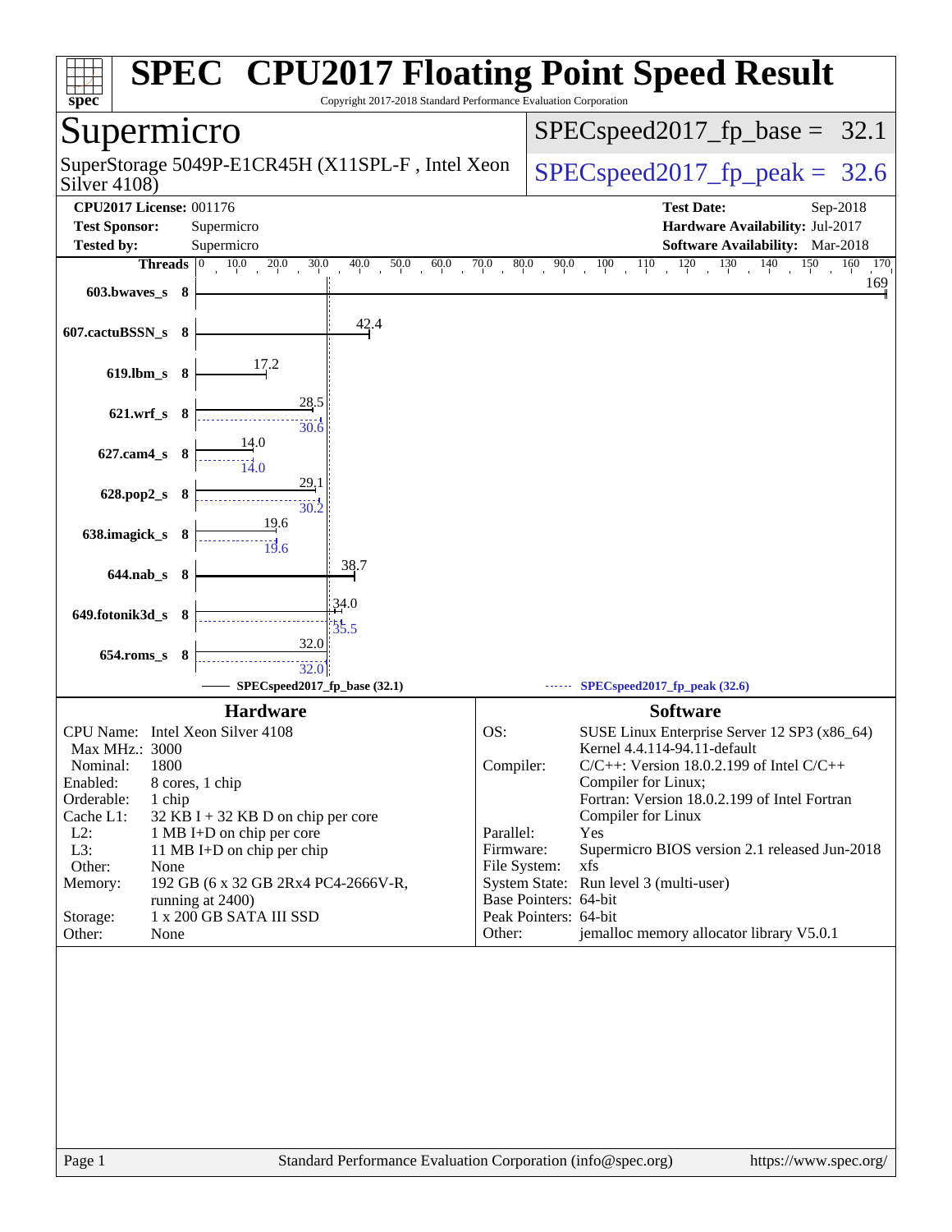# SPEC CPU2017 Floating Point Speed Result

Copyright 2017-2018 Standard Performance Evaluation Corporation

## Supermicro

SuperStorage 5049P-E1CR45H (X11SPL-F , Intel Xeon Silver 4108)

**SPECspeed2017_fp_base = 32.1**

**SPECspeed2017_fp_peak = 32.6**

| | | | |
|---|---|---|---|
| **CPU2017 License:** | 001176 | **Test Date:** | Sep-2018 |
| **Test Sponsor:** | Supermicro | **Hardware Availability:** | Jul-2017 |
| **Tested by:** | Supermicro | **Software Availability:** | Mar-2018 |

| Benchmark | Threads | Base | Peak |
|---|---|---|---|
| 603.bwaves_s | 8 | 169 | |
| 607.cactuBSSN_s | 8 | 42.4 | |
| 619.lbm_s | 8 | 17.2 | |
| 621.wrf_s | 8 | 28.5 | 30.6 |
| 627.cam4_s | 8 | 14.0 | 14.0 |
| 628.pop2_s | 8 | 29.1 | 30.2 |
| 638.imagick_s | 8 | 19.6 | 19.6 |
| 644.nab_s | 8 | 38.7 | |
| 649.fotonik3d_s | 8 | 34.0 | 35.5 |
| 654.roms_s | 8 | 32.0 | 32.0 |

SPECspeed2017_fp_base (32.1) — SPECspeed2017_fp_peak (32.6)

### Hardware

| | |
|---|---|
| CPU Name: | Intel Xeon Silver 4108 |
| Max MHz.: | 3000 |
| Nominal: | 1800 |
| Enabled: | 8 cores, 1 chip |
| Orderable: | 1 chip |
| Cache L1: | 32 KB I + 32 KB D on chip per core |
| L2: | 1 MB I+D on chip per core |
| L3: | 11 MB I+D on chip per chip |
| Other: | None |
| Memory: | 192 GB (6 x 32 GB 2Rx4 PC4-2666V-R, running at 2400) |
| Storage: | 1 x 200 GB SATA III SSD |
| Other: | None |

### Software

| | |
|---|---|
| OS: | SUSE Linux Enterprise Server 12 SP3 (x86_64) Kernel 4.4.114-94.11-default |
| Compiler: | C/C++: Version 18.0.2.199 of Intel C/C++ Compiler for Linux; Fortran: Version 18.0.2.199 of Intel Fortran Compiler for Linux |
| Parallel: | Yes |
| Firmware: | Supermicro BIOS version 2.1 released Jun-2018 |
| File System: | xfs |
| System State: | Run level 3 (multi-user) |
| Base Pointers: | 64-bit |
| Peak Pointers: | 64-bit |
| Other: | jemalloc memory allocator library V5.0.1 |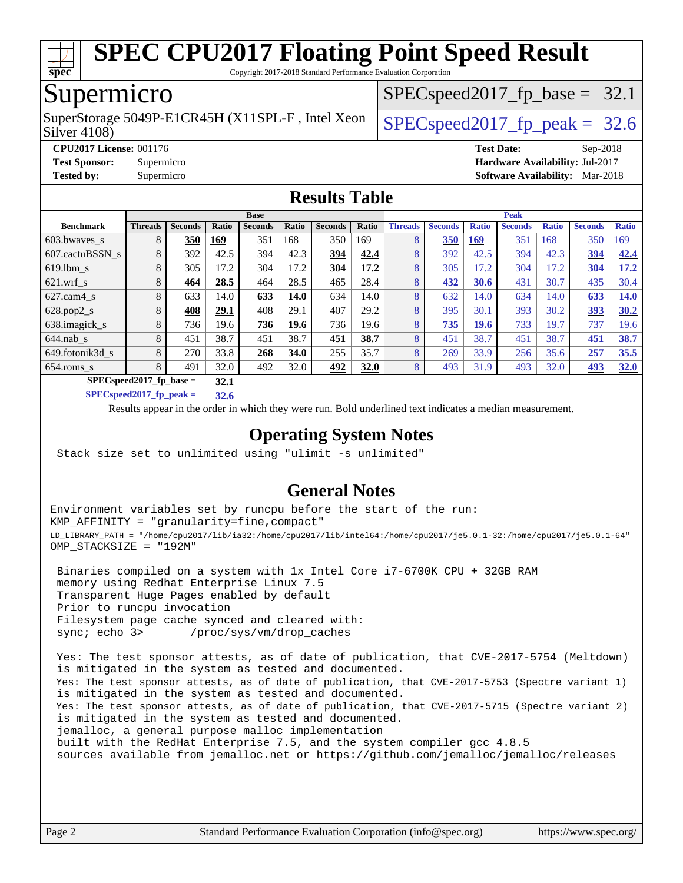# SPEC CPU2017 Floating Point Speed Result

Copyright 2017-2018 Standard Performance Evaluation Corporation

## Supermicro

SuperStorage 5049P-E1CR45H (X11SPL-F , Intel Xeon Silver 4108)

SPECspeed2017_fp_base = 32.1

SPECspeed2017_fp_peak = 32.6

**CPU2017 License:** 001176
**Test Sponsor:** Supermicro
**Tested by:** Supermicro

**Test Date:** Sep-2018
**Hardware Availability:** Jul-2017
**Software Availability:** Mar-2018

## Results Table

| Benchmark | Base | | | | | | | Peak | | | | | | |
|---|---|---|---|---|---|---|---|---|---|---|---|---|---|---|
| | Threads | Seconds | Ratio | Seconds | Ratio | Seconds | Ratio | Threads | Seconds | Ratio | Seconds | Ratio | Seconds | Ratio |
| 603.bwaves_s | 8 | **350** | **169** | 351 | 168 | 350 | 169 | 8 | **350** | **169** | 351 | 168 | 350 | 169 |
| 607.cactuBSSN_s | 8 | 392 | 42.5 | 394 | 42.3 | **394** | **42.4** | 8 | 392 | 42.5 | 394 | 42.3 | **394** | **42.4** |
| 619.lbm_s | 8 | 305 | 17.2 | 304 | 17.2 | **304** | **17.2** | 8 | 305 | 17.2 | 304 | 17.2 | **304** | **17.2** |
| 621.wrf_s | 8 | **464** | **28.5** | 464 | 28.5 | 465 | 28.4 | 8 | **432** | **30.6** | 431 | 30.7 | 435 | 30.4 |
| 627.cam4_s | 8 | 633 | 14.0 | **633** | **14.0** | 634 | 14.0 | 8 | 632 | 14.0 | 634 | 14.0 | **633** | **14.0** |
| 628.pop2_s | 8 | **408** | **29.1** | 408 | 29.1 | 407 | 29.2 | 8 | 395 | 30.1 | 393 | 30.2 | **393** | **30.2** |
| 638.imagick_s | 8 | 736 | 19.6 | **736** | **19.6** | 736 | 19.6 | 8 | **735** | **19.6** | 733 | 19.7 | 737 | 19.6 |
| 644.nab_s | 8 | 451 | 38.7 | 451 | 38.7 | **451** | **38.7** | 8 | 451 | 38.7 | 451 | 38.7 | **451** | **38.7** |
| 649.fotonik3d_s | 8 | 270 | 33.8 | **268** | **34.0** | 255 | 35.7 | 8 | 269 | 33.9 | 256 | 35.6 | **257** | **35.5** |
| 654.roms_s | 8 | 491 | 32.0 | 492 | 32.0 | **492** | **32.0** | 8 | 493 | 31.9 | 493 | 32.0 | **493** | **32.0** |

**SPECspeed2017_fp_base = 32.1**

**SPECspeed2017_fp_peak = 32.6**

Results appear in the order in which they were run. Bold underlined text indicates a median measurement.

## Operating System Notes

```
Stack size set to unlimited using "ulimit -s unlimited"
```

## General Notes

```
Environment variables set by runcpu before the start of the run:
KMP_AFFINITY = "granularity=fine,compact"
LD_LIBRARY_PATH = "/home/cpu2017/lib/ia32:/home/cpu2017/lib/intel64:/home/cpu2017/je5.0.1-32:/home/cpu2017/je5.0.1-64"
OMP_STACKSIZE = "192M"

 Binaries compiled on a system with 1x Intel Core i7-6700K CPU + 32GB RAM
 memory using Redhat Enterprise Linux 7.5
 Transparent Huge Pages enabled by default
 Prior to runcpu invocation
 Filesystem page cache synced and cleared with:
 sync; echo 3>       /proc/sys/vm/drop_caches

 Yes: The test sponsor attests, as of date of publication, that CVE-2017-5754 (Meltdown)
 is mitigated in the system as tested and documented.
 Yes: The test sponsor attests, as of date of publication, that CVE-2017-5753 (Spectre variant 1)
 is mitigated in the system as tested and documented.
 Yes: The test sponsor attests, as of date of publication, that CVE-2017-5715 (Spectre variant 2)
 is mitigated in the system as tested and documented.
 jemalloc, a general purpose malloc implementation
 built with the RedHat Enterprise 7.5, and the system compiler gcc 4.8.5
 sources available from jemalloc.net or https://github.com/jemalloc/jemalloc/releases
```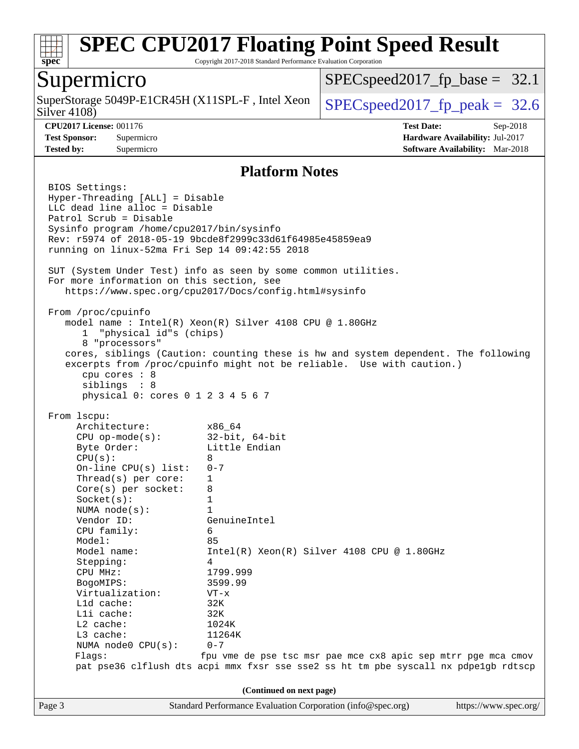# SPEC CPU2017 Floating Point Speed Result

Copyright 2017-2018 Standard Performance Evaluation Corporation

## Supermicro

SuperStorage 5049P-E1CR45H (X11SPL-F , Intel Xeon Silver 4108)

SPECspeed2017_fp_base = 32.1

SPECspeed2017_fp_peak = 32.6

**CPU2017 License:** 001176
**Test Sponsor:** Supermicro
**Tested by:** Supermicro

**Test Date:** Sep-2018
**Hardware Availability:** Jul-2017
**Software Availability:** Mar-2018

### Platform Notes

```
BIOS Settings:
Hyper-Threading [ALL] = Disable
LLC dead line alloc = Disable
Patrol Scrub = Disable
Sysinfo program /home/cpu2017/bin/sysinfo
Rev: r5974 of 2018-05-19 9bcde8f2999c33d61f64985e45859ea9
running on linux-52ma Fri Sep 14 09:42:55 2018

SUT (System Under Test) info as seen by some common utilities.
For more information on this section, see
   https://www.spec.org/cpu2017/Docs/config.html#sysinfo

From /proc/cpuinfo
   model name : Intel(R) Xeon(R) Silver 4108 CPU @ 1.80GHz
      1  "physical id"s (chips)
      8 "processors"
   cores, siblings (Caution: counting these is hw and system dependent. The following
   excerpts from /proc/cpuinfo might not be reliable.  Use with caution.)
      cpu cores : 8
      siblings  : 8
      physical 0: cores 0 1 2 3 4 5 6 7

From lscpu:
     Architecture:          x86_64
     CPU op-mode(s):        32-bit, 64-bit
     Byte Order:            Little Endian
     CPU(s):                8
     On-line CPU(s) list:   0-7
     Thread(s) per core:    1
     Core(s) per socket:    8
     Socket(s):             1
     NUMA node(s):          1
     Vendor ID:             GenuineIntel
     CPU family:            6
     Model:                 85
     Model name:            Intel(R) Xeon(R) Silver 4108 CPU @ 1.80GHz
     Stepping:              4
     CPU MHz:               1799.999
     BogoMIPS:              3599.99
     Virtualization:        VT-x
     L1d cache:             32K
     L1i cache:             32K
     L2 cache:              1024K
     L3 cache:              11264K
     NUMA node0 CPU(s):     0-7
     Flags:                fpu vme de pse tsc msr pae mce cx8 apic sep mtrr pge mca cmov
     pat pse36 clflush dts acpi mmx fxsr sse sse2 ss ht tm pbe syscall nx pdpe1gb rdtscp
```

(Continued on next page)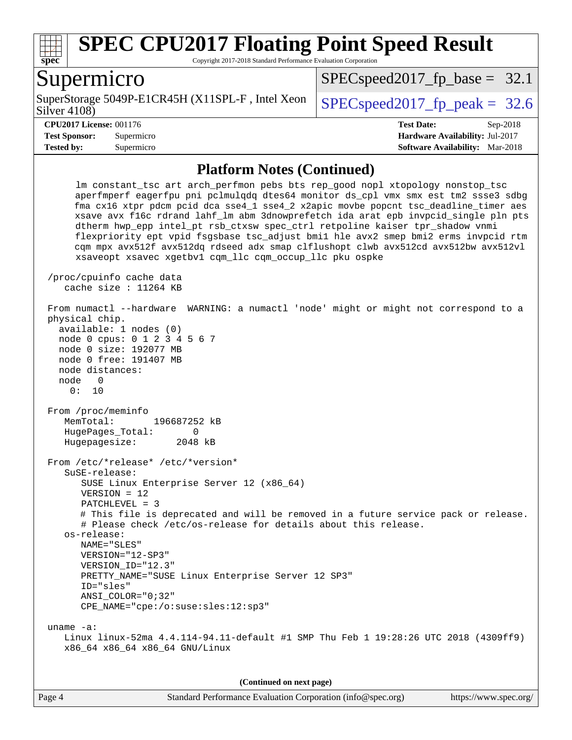## Platform Notes (Continued)

```
      lm constant_tsc art arch_perfmon pebs bts rep_good nopl xtopology nonstop_tsc
      aperfmperf eagerfpu pni pclmulqdq dtes64 monitor ds_cpl vmx smx est tm2 ssse3 sdbg
      fma cx16 xtpr pdcm pcid dca sse4_1 sse4_2 x2apic movbe popcnt tsc_deadline_timer aes
      xsave avx f16c rdrand lahf_lm abm 3dnowprefetch ida arat epb invpcid_single pln pts
      dtherm hwp_epp intel_pt rsb_ctxsw spec_ctrl retpoline kaiser tpr_shadow vnmi
      flexpriority ept vpid fsgsbase tsc_adjust bmi1 hle avx2 smep bmi2 erms invpcid rtm
      cqm mpx avx512f avx512dq rdseed adx smap clflushopt clwb avx512cd avx512bw avx512vl
      xsaveopt xsavec xgetbv1 cqm_llc cqm_occup_llc pku ospke

 /proc/cpuinfo cache data
    cache size : 11264 KB

 From numactl --hardware  WARNING: a numactl 'node' might or might not correspond to a
 physical chip.
   available: 1 nodes (0)
   node 0 cpus: 0 1 2 3 4 5 6 7
   node 0 size: 192077 MB
   node 0 free: 191407 MB
   node distances:
   node   0
     0:  10

 From /proc/meminfo
    MemTotal:       196687252 kB
    HugePages_Total:       0
    Hugepagesize:       2048 kB

 From /etc/*release* /etc/*version*
    SuSE-release:
       SUSE Linux Enterprise Server 12 (x86_64)
       VERSION = 12
       PATCHLEVEL = 3
       # This file is deprecated and will be removed in a future service pack or release.
       # Please check /etc/os-release for details about this release.
    os-release:
       NAME="SLES"
       VERSION="12-SP3"
       VERSION_ID="12.3"
       PRETTY_NAME="SUSE Linux Enterprise Server 12 SP3"
       ID="sles"
       ANSI_COLOR="0;32"
       CPE_NAME="cpe:/o:suse:sles:12:sp3"

 uname -a:
    Linux linux-52ma 4.4.114-94.11-default #1 SMP Thu Feb 1 19:28:26 UTC 2018 (4309ff9)
    x86_64 x86_64 x86_64 GNU/Linux
```

(Continued on next page)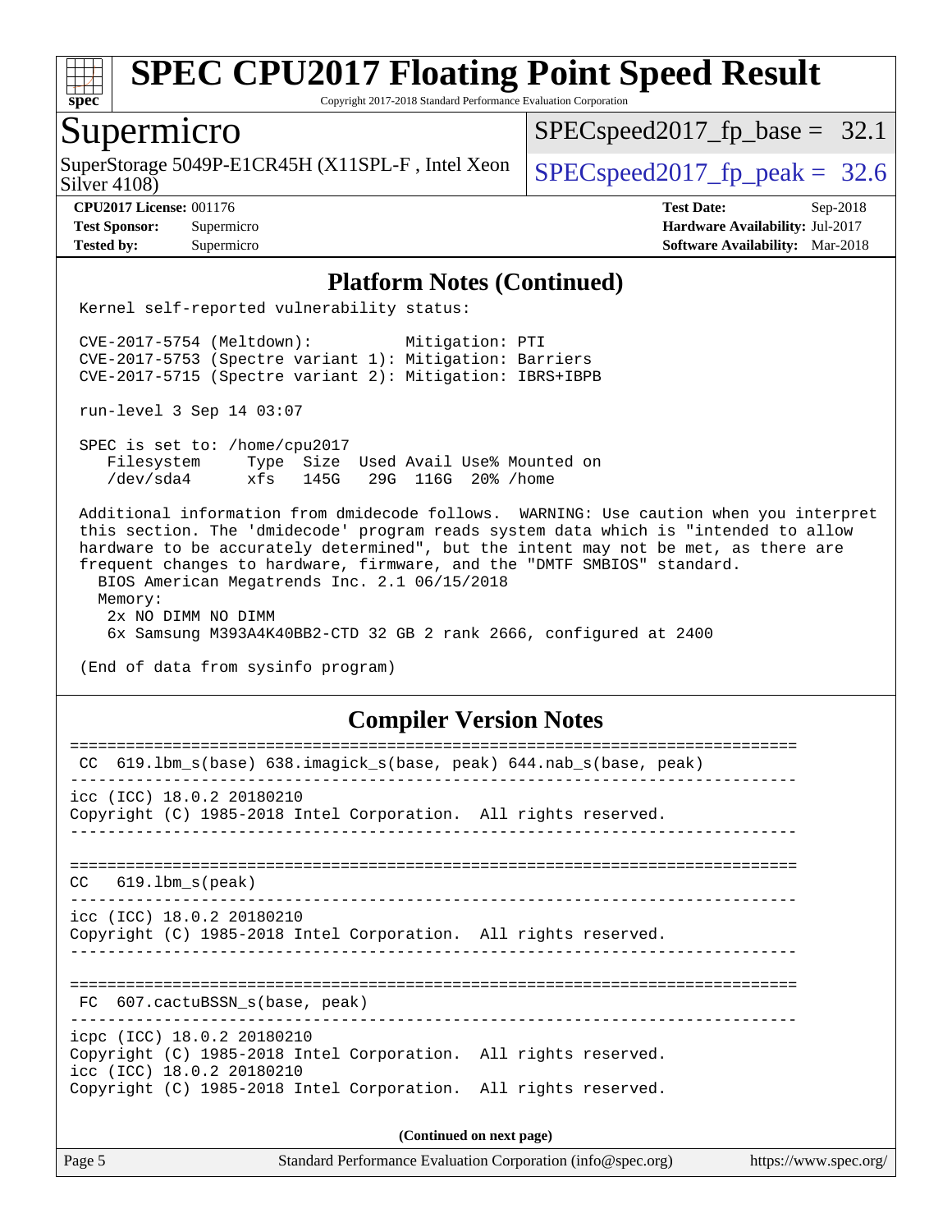# SPEC CPU2017 Floating Point Speed Result

Copyright 2017-2018 Standard Performance Evaluation Corporation

## Supermicro

SuperStorage 5049P-E1CR45H (X11SPL-F , Intel Xeon Silver 4108)

SPECspeed2017_fp_base = 32.1

SPECspeed2017_fp_peak = 32.6

**CPU2017 License:** 001176
**Test Sponsor:** Supermicro
**Tested by:** Supermicro

**Test Date:** Sep-2018
**Hardware Availability:** Jul-2017
**Software Availability:** Mar-2018

### Platform Notes (Continued)

```
Kernel self-reported vulnerability status:

CVE-2017-5754 (Meltdown):          Mitigation: PTI
CVE-2017-5753 (Spectre variant 1): Mitigation: Barriers
CVE-2017-5715 (Spectre variant 2): Mitigation: IBRS+IBPB

run-level 3 Sep 14 03:07

SPEC is set to: /home/cpu2017
   Filesystem     Type  Size  Used Avail Use% Mounted on
   /dev/sda4      xfs   145G   29G  116G  20% /home

Additional information from dmidecode follows.  WARNING: Use caution when you interpret
this section. The 'dmidecode' program reads system data which is "intended to allow
hardware to be accurately determined", but the intent may not be met, as there are
frequent changes to hardware, firmware, and the "DMTF SMBIOS" standard.
  BIOS American Megatrends Inc. 2.1 06/15/2018
  Memory:
    2x NO DIMM NO DIMM
    6x Samsung M393A4K40BB2-CTD 32 GB 2 rank 2666, configured at 2400

(End of data from sysinfo program)
```

### Compiler Version Notes

```
==============================================================================
 CC  619.lbm_s(base) 638.imagick_s(base, peak) 644.nab_s(base, peak)
------------------------------------------------------------------------------
icc (ICC) 18.0.2 20180210
Copyright (C) 1985-2018 Intel Corporation.  All rights reserved.
------------------------------------------------------------------------------

==============================================================================
CC   619.lbm_s(peak)
------------------------------------------------------------------------------
icc (ICC) 18.0.2 20180210
Copyright (C) 1985-2018 Intel Corporation.  All rights reserved.
------------------------------------------------------------------------------

==============================================================================
 FC  607.cactuBSSN_s(base, peak)
------------------------------------------------------------------------------
icpc (ICC) 18.0.2 20180210
Copyright (C) 1985-2018 Intel Corporation.  All rights reserved.
icc (ICC) 18.0.2 20180210
Copyright (C) 1985-2018 Intel Corporation.  All rights reserved.
```

**(Continued on next page)**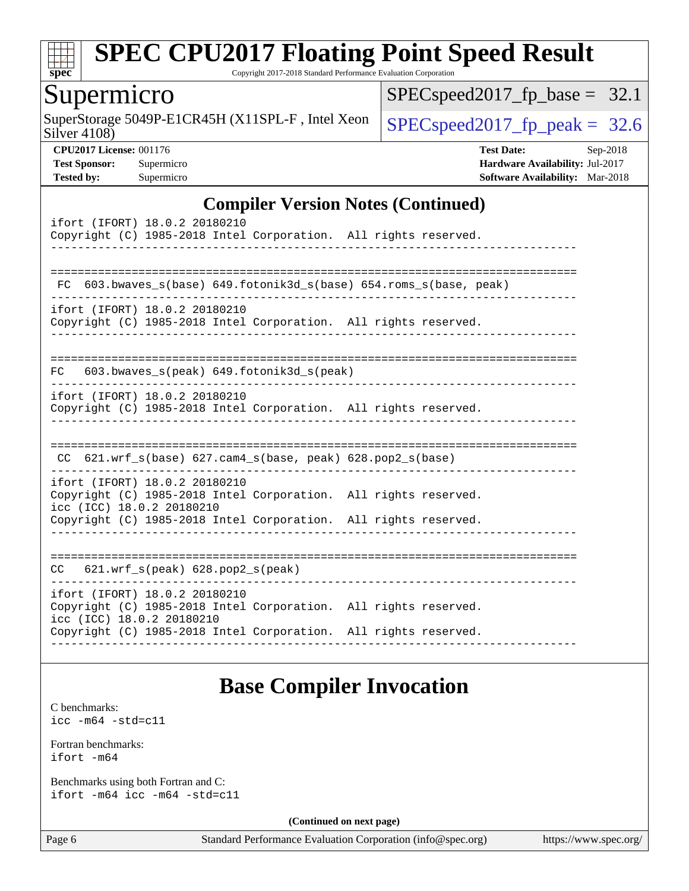## Compiler Version Notes (Continued)

```
ifort (IFORT) 18.0.2 20180210
Copyright (C) 1985-2018 Intel Corporation.  All rights reserved.
------------------------------------------------------------------------------

==============================================================================
 FC  603.bwaves_s(base) 649.fotonik3d_s(base) 654.roms_s(base, peak)
------------------------------------------------------------------------------
ifort (IFORT) 18.0.2 20180210
Copyright (C) 1985-2018 Intel Corporation.  All rights reserved.
------------------------------------------------------------------------------

==============================================================================
FC   603.bwaves_s(peak) 649.fotonik3d_s(peak)
------------------------------------------------------------------------------
ifort (IFORT) 18.0.2 20180210
Copyright (C) 1985-2018 Intel Corporation.  All rights reserved.
------------------------------------------------------------------------------

==============================================================================
 CC  621.wrf_s(base) 627.cam4_s(base, peak) 628.pop2_s(base)
------------------------------------------------------------------------------
ifort (IFORT) 18.0.2 20180210
Copyright (C) 1985-2018 Intel Corporation.  All rights reserved.
icc (ICC) 18.0.2 20180210
Copyright (C) 1985-2018 Intel Corporation.  All rights reserved.
------------------------------------------------------------------------------

==============================================================================
CC   621.wrf_s(peak) 628.pop2_s(peak)
------------------------------------------------------------------------------
ifort (IFORT) 18.0.2 20180210
Copyright (C) 1985-2018 Intel Corporation.  All rights reserved.
icc (ICC) 18.0.2 20180210
Copyright (C) 1985-2018 Intel Corporation.  All rights reserved.
------------------------------------------------------------------------------
```

## Base Compiler Invocation

C benchmarks:
`icc -m64 -std=c11`

Fortran benchmarks:
`ifort -m64`

Benchmarks using both Fortran and C:
`ifort -m64 icc -m64 -std=c11`

**(Continued on next page)**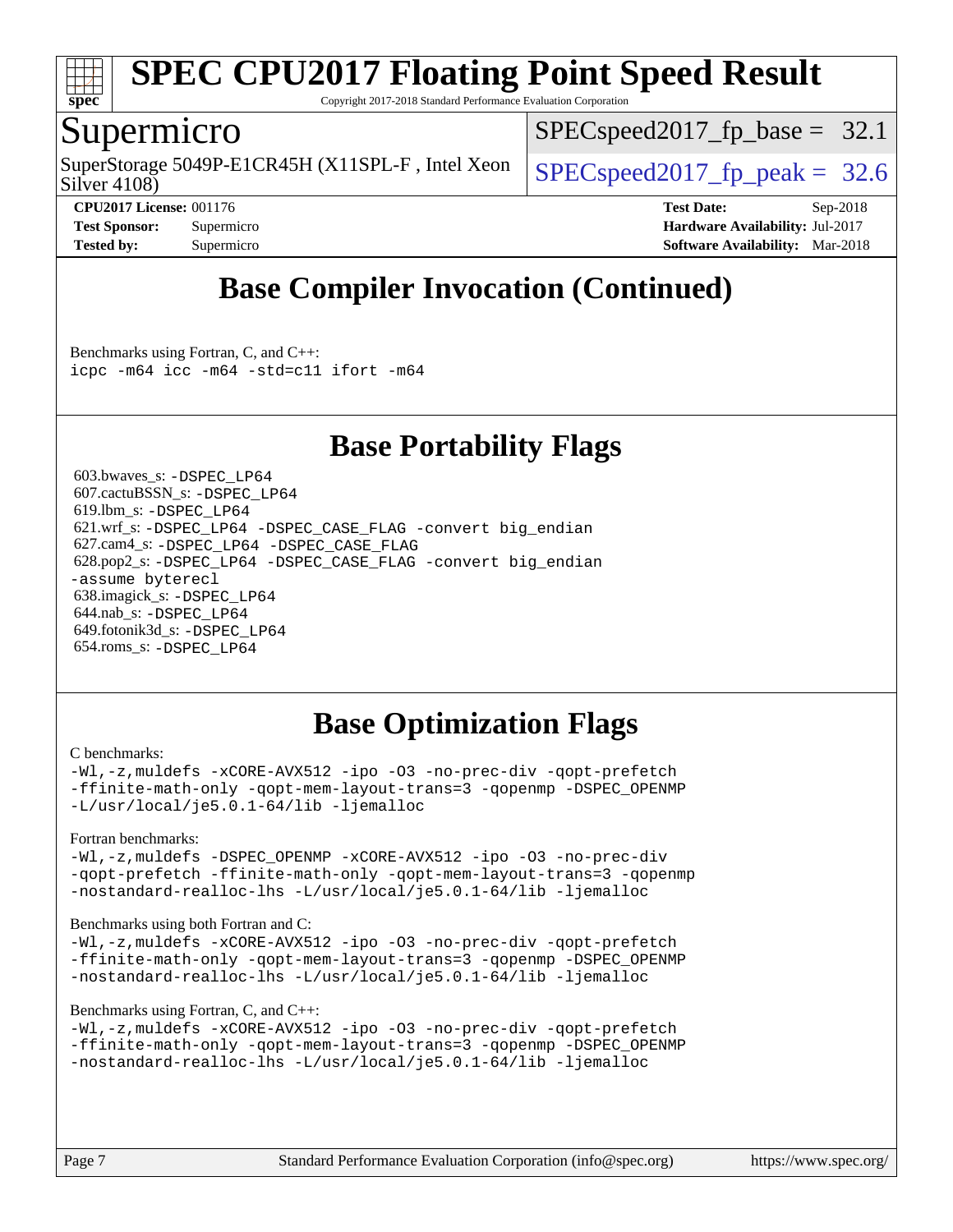# SPEC CPU2017 Floating Point Speed Result

Copyright 2017-2018 Standard Performance Evaluation Corporation

## Supermicro

SuperStorage 5049P-E1CR45H (X11SPL-F , Intel Xeon Silver 4108)

SPECspeed2017_fp_base = 32.1

SPECspeed2017_fp_peak = 32.6

**CPU2017 License:** 001176
**Test Sponsor:** Supermicro
**Tested by:** Supermicro

**Test Date:** Sep-2018
**Hardware Availability:** Jul-2017
**Software Availability:** Mar-2018

## Base Compiler Invocation (Continued)

Benchmarks using Fortran, C, and C++:
```
icpc -m64 icc -m64 -std=c11 ifort -m64
```

## Base Portability Flags

603.bwaves_s: `-DSPEC_LP64`
607.cactuBSSN_s: `-DSPEC_LP64`
619.lbm_s: `-DSPEC_LP64`
621.wrf_s: `-DSPEC_LP64 -DSPEC_CASE_FLAG -convert big_endian`
627.cam4_s: `-DSPEC_LP64 -DSPEC_CASE_FLAG`
628.pop2_s: `-DSPEC_LP64 -DSPEC_CASE_FLAG -convert big_endian -assume byterecl`
638.imagick_s: `-DSPEC_LP64`
644.nab_s: `-DSPEC_LP64`
649.fotonik3d_s: `-DSPEC_LP64`
654.roms_s: `-DSPEC_LP64`

## Base Optimization Flags

C benchmarks:
```
-Wl,-z,muldefs -xCORE-AVX512 -ipo -O3 -no-prec-div -qopt-prefetch
-ffinite-math-only -qopt-mem-layout-trans=3 -qopenmp -DSPEC_OPENMP
-L/usr/local/je5.0.1-64/lib -ljemalloc
```

Fortran benchmarks:
```
-Wl,-z,muldefs -DSPEC_OPENMP -xCORE-AVX512 -ipo -O3 -no-prec-div
-qopt-prefetch -ffinite-math-only -qopt-mem-layout-trans=3 -qopenmp
-nostandard-realloc-lhs -L/usr/local/je5.0.1-64/lib -ljemalloc
```

Benchmarks using both Fortran and C:
```
-Wl,-z,muldefs -xCORE-AVX512 -ipo -O3 -no-prec-div -qopt-prefetch
-ffinite-math-only -qopt-mem-layout-trans=3 -qopenmp -DSPEC_OPENMP
-nostandard-realloc-lhs -L/usr/local/je5.0.1-64/lib -ljemalloc
```

Benchmarks using Fortran, C, and C++:
```
-Wl,-z,muldefs -xCORE-AVX512 -ipo -O3 -no-prec-div -qopt-prefetch
-ffinite-math-only -qopt-mem-layout-trans=3 -qopenmp -DSPEC_OPENMP
-nostandard-realloc-lhs -L/usr/local/je5.0.1-64/lib -ljemalloc
```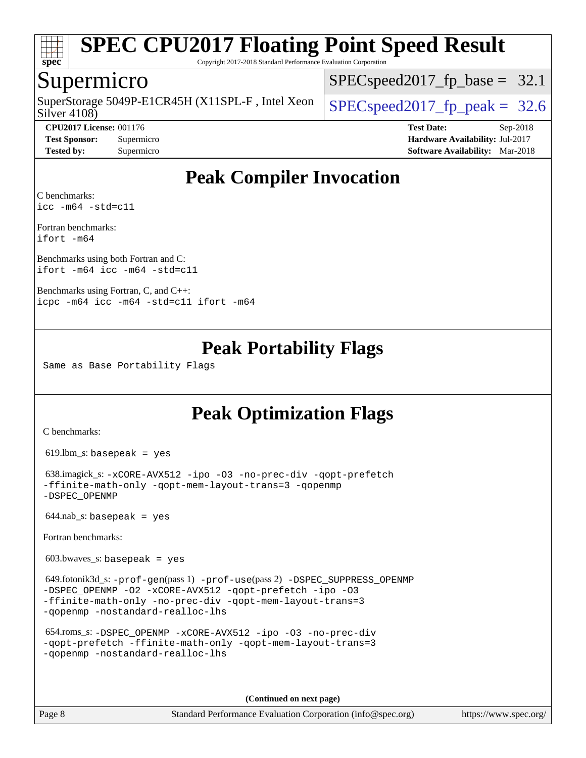# SPEC CPU2017 Floating Point Speed Result

Copyright 2017-2018 Standard Performance Evaluation Corporation

## Supermicro

SuperStorage 5049P-E1CR45H (X11SPL-F , Intel Xeon Silver 4108)

SPECspeed2017_fp_base = 32.1

SPECspeed2017_fp_peak = 32.6

**CPU2017 License:** 001176
**Test Sponsor:** Supermicro
**Tested by:** Supermicro

**Test Date:** Sep-2018
**Hardware Availability:** Jul-2017
**Software Availability:** Mar-2018

## Peak Compiler Invocation

C benchmarks:
`icc -m64 -std=c11`

Fortran benchmarks:
`ifort -m64`

Benchmarks using both Fortran and C:
`ifort -m64 icc -m64 -std=c11`

Benchmarks using Fortran, C, and C++:
`icpc -m64 icc -m64 -std=c11 ifort -m64`

## Peak Portability Flags

Same as Base Portability Flags

## Peak Optimization Flags

C benchmarks:

619.lbm_s: `basepeak = yes`

638.imagick_s: `-xCORE-AVX512 -ipo -O3 -no-prec-div -qopt-prefetch -ffinite-math-only -qopt-mem-layout-trans=3 -qopenmp -DSPEC_OPENMP`

644.nab_s: `basepeak = yes`

Fortran benchmarks:

603.bwaves_s: `basepeak = yes`

649.fotonik3d_s: `-prof-gen`(pass 1) `-prof-use`(pass 2) `-DSPEC_SUPPRESS_OPENMP -DSPEC_OPENMP -O2 -xCORE-AVX512 -qopt-prefetch -ipo -O3 -ffinite-math-only -no-prec-div -qopt-mem-layout-trans=3 -qopenmp -nostandard-realloc-lhs`

654.roms_s: `-DSPEC_OPENMP -xCORE-AVX512 -ipo -O3 -no-prec-div -qopt-prefetch -ffinite-math-only -qopt-mem-layout-trans=3 -qopenmp -nostandard-realloc-lhs`

**(Continued on next page)**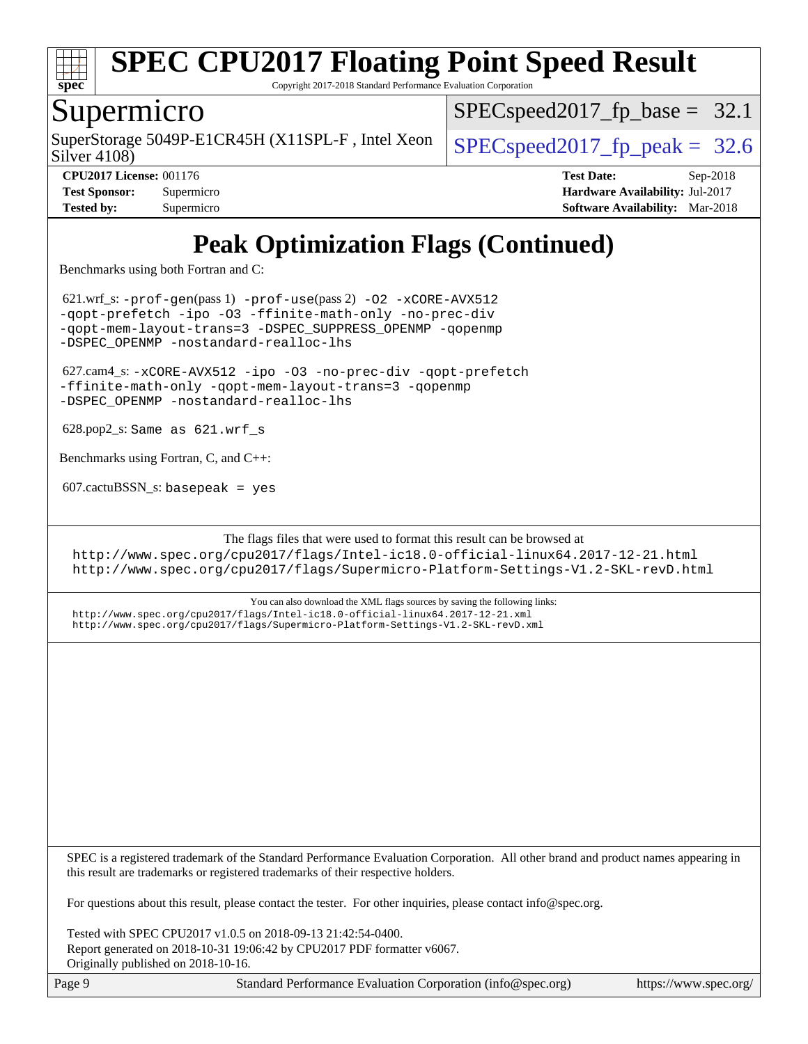# SPEC CPU2017 Floating Point Speed Result

Copyright 2017-2018 Standard Performance Evaluation Corporation

## Supermicro

SuperStorage 5049P-E1CR45H (X11SPL-F , Intel Xeon Silver 4108)

SPECspeed2017_fp_base = 32.1

SPECspeed2017_fp_peak = 32.6

**CPU2017 License:** 001176
**Test Sponsor:** Supermicro
**Tested by:** Supermicro

**Test Date:** Sep-2018
**Hardware Availability:** Jul-2017
**Software Availability:** Mar-2018

# Peak Optimization Flags (Continued)

Benchmarks using both Fortran and C:

621.wrf_s: -prof-gen(pass 1) -prof-use(pass 2) -O2 -xCORE-AVX512 -qopt-prefetch -ipo -O3 -ffinite-math-only -no-prec-div -qopt-mem-layout-trans=3 -DSPEC_SUPPRESS_OPENMP -qopenmp -DSPEC_OPENMP -nostandard-realloc-lhs

627.cam4_s: -xCORE-AVX512 -ipo -O3 -no-prec-div -qopt-prefetch -ffinite-math-only -qopt-mem-layout-trans=3 -qopenmp -DSPEC_OPENMP -nostandard-realloc-lhs

628.pop2_s: Same as 621.wrf_s

Benchmarks using Fortran, C, and C++:

607.cactuBSSN_s: basepeak = yes

The flags files that were used to format this result can be browsed at
http://www.spec.org/cpu2017/flags/Intel-ic18.0-official-linux64.2017-12-21.html
http://www.spec.org/cpu2017/flags/Supermicro-Platform-Settings-V1.2-SKL-revD.html

You can also download the XML flags sources by saving the following links:
http://www.spec.org/cpu2017/flags/Intel-ic18.0-official-linux64.2017-12-21.xml
http://www.spec.org/cpu2017/flags/Supermicro-Platform-Settings-V1.2-SKL-revD.xml

SPEC is a registered trademark of the Standard Performance Evaluation Corporation. All other brand and product names appearing in this result are trademarks or registered trademarks of their respective holders.

For questions about this result, please contact the tester. For other inquiries, please contact info@spec.org.

Tested with SPEC CPU2017 v1.0.5 on 2018-09-13 21:42:54-0400.
Report generated on 2018-10-31 19:06:42 by CPU2017 PDF formatter v6067.
Originally published on 2018-10-16.